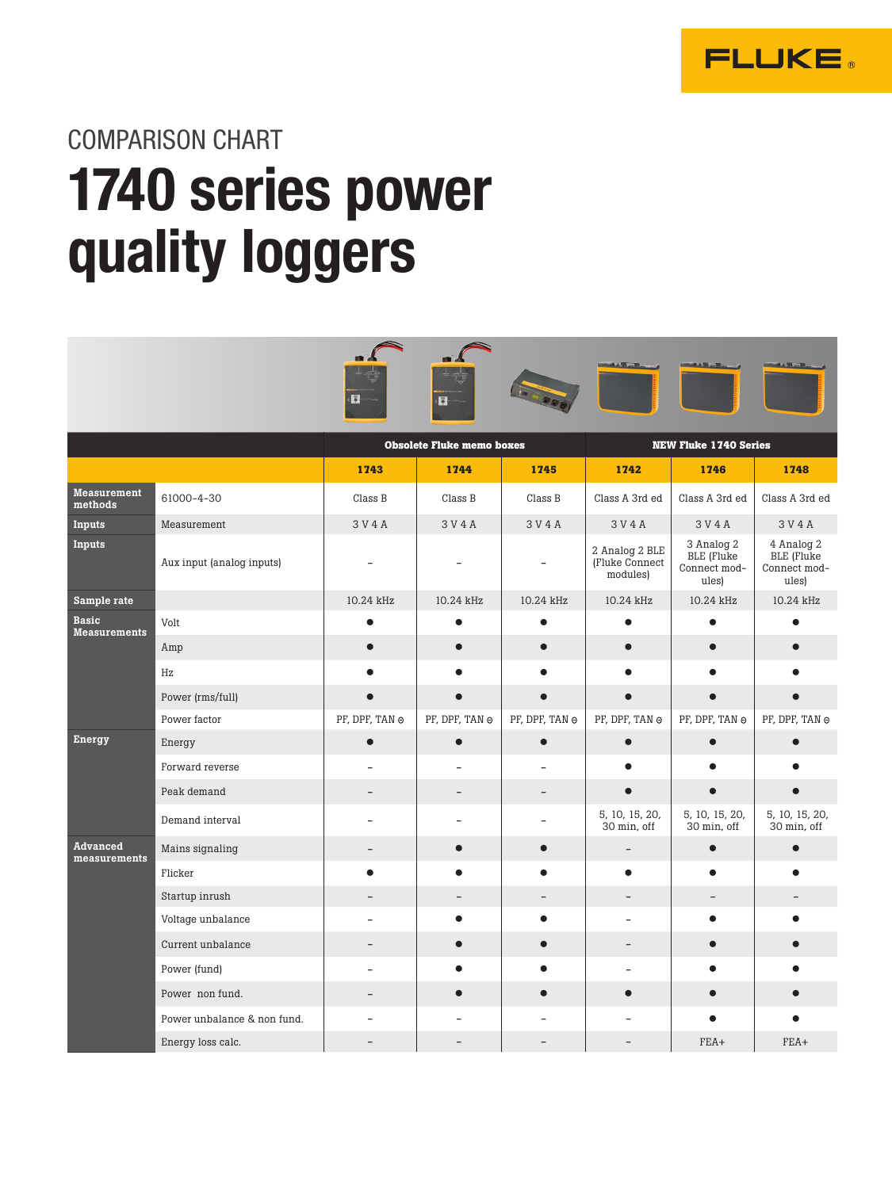COMPARISON CHART

# 1740 series power quality loggers

| | | Obsolete Fluke memo boxes | | | NEW Fluke 1740 Series | | |
|---|---|---|---|---|---|---|---|
| | | **1743** | **1744** | **1745** | **1742** | **1746** | **1748** |
| **Measurement methods** | 61000-4-30 | Class B | Class B | Class B | Class A 3rd ed | Class A 3rd ed | Class A 3rd ed |
| **Inputs** | Measurement | 3 V 4 A | 3 V 4 A | 3 V 4 A | 3 V 4 A | 3 V 4 A | 3 V 4 A |
| **Inputs** | Aux input (analog inputs) | – | – | – | 2 Analog 2 BLE (Fluke Connect modules) | 3 Analog 2 BLE (Fluke Connect modules) | 4 Analog 2 BLE (Fluke Connect modules) |
| **Sample rate** | | 10.24 kHz | 10.24 kHz | 10.24 kHz | 10.24 kHz | 10.24 kHz | 10.24 kHz |
| **Basic Measurements** | Volt | ● | ● | ● | ● | ● | ● |
| | Amp | ● | ● | ● | ● | ● | ● |
| | Hz | ● | ● | ● | ● | ● | ● |
| | Power (rms/full) | ● | ● | ● | ● | ● | ● |
| | Power factor | PF, DPF, TAN ⊖ | PF, DPF, TAN ⊖ | PF, DPF, TAN ⊖ | PF, DPF, TAN ⊖ | PF, DPF, TAN ⊖ | PF, DPF, TAN ⊖ |
| **Energy** | Energy | ● | ● | ● | ● | ● | ● |
| | Forward reverse | – | – | – | ● | ● | ● |
| | Peak demand | – | – | – | ● | ● | ● |
| | Demand interval | – | – | – | 5, 10, 15, 20, 30 min, off | 5, 10, 15, 20, 30 min, off | 5, 10, 15, 20, 30 min, off |
| **Advanced measurements** | Mains signaling | – | ● | ● | – | ● | ● |
| | Flicker | ● | ● | ● | ● | ● | ● |
| | Startup inrush | – | – | – | – | – | – |
| | Voltage unbalance | – | ● | ● | – | ● | ● |
| | Current unbalance | – | ● | ● | – | ● | ● |
| | Power (fund) | – | ● | ● | – | ● | ● |
| | Power non fund. | – | ● | ● | ● | ● | ● |
| | Power unbalance & non fund. | – | – | – | – | ● | ● |
| | Energy loss calc. | – | – | – | – | FEA+ | FEA+ |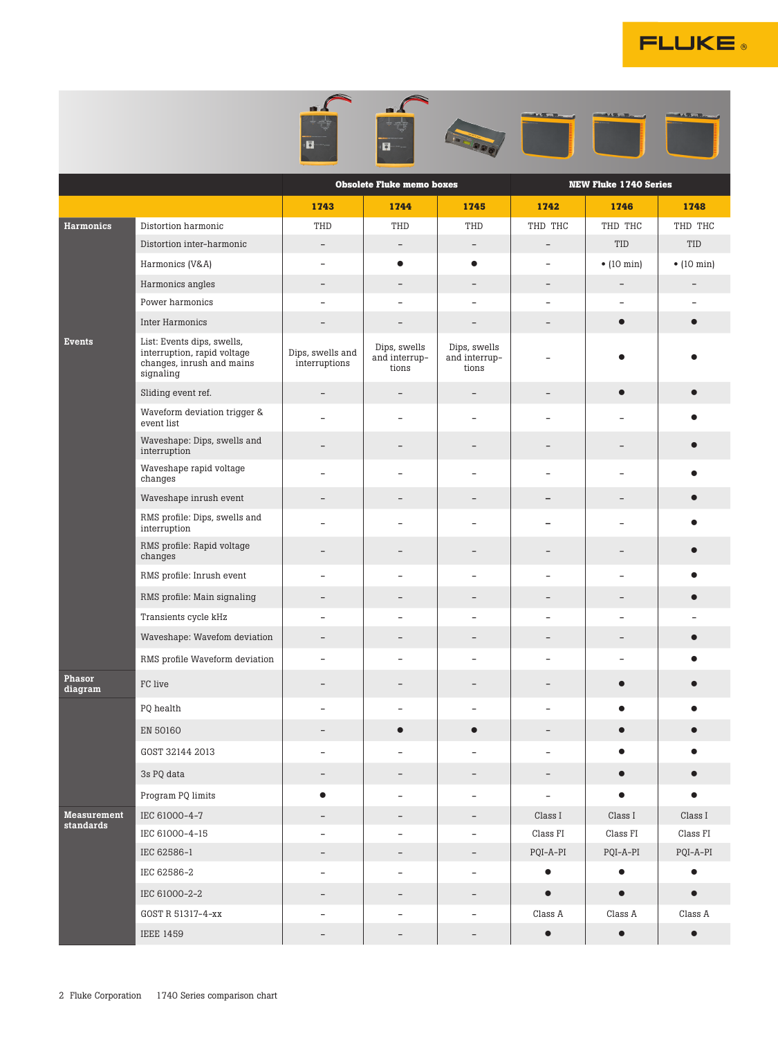| | | Obsolete Fluke memo boxes | | | NEW Fluke 1740 Series | | |
|---|---|---|---|---|---|---|---|
| | | 1743 | 1744 | 1745 | 1742 | 1746 | 1748 |
| **Harmonics** | Distortion harmonic | THD | THD | THD | THD THC | THD THC | THD THC |
| | Distortion inter-harmonic | – | – | – | – | TID | TID |
| | Harmonics (V&A) | – | ● | ● | – | • (10 min) | • (10 min) |
| | Harmonics angles | – | – | – | – | – | – |
| | Power harmonics | – | – | – | – | – | – |
| | Inter Harmonics | – | – | – | – | ● | ● |
| **Events** | List: Events dips, swells, interruption, rapid voltage changes, inrush and mains signaling | Dips, swells and interruptions | Dips, swells and interrup-tions | Dips, swells and interrup-tions | – | ● | ● |
| | Sliding event ref. | – | – | – | – | ● | ● |
| | Waveform deviation trigger & event list | – | – | – | – | – | ● |
| | Waveshape: Dips, swells and interruption | – | – | – | – | – | ● |
| | Waveshape rapid voltage changes | – | – | – | – | – | ● |
| | Waveshape inrush event | – | – | – | – | – | ● |
| | RMS profile: Dips, swells and interruption | – | – | – | – | – | ● |
| | RMS profile: Rapid voltage changes | – | – | – | – | – | ● |
| | RMS profile: Inrush event | – | – | – | – | – | ● |
| | RMS profile: Main signaling | – | – | – | – | – | ● |
| | Transients cycle kHz | – | – | – | – | – | – |
| | Waveshape: Wavefom deviation | – | – | – | – | – | ● |
| | RMS profile Waveform deviation | – | – | – | – | – | ● |
| **Phasor diagram** | FC live | – | – | – | – | ● | ● |
| | PQ health | – | – | – | – | ● | ● |
| | EN 50160 | – | ● | ● | – | ● | ● |
| | GOST 32144 2013 | – | – | – | – | ● | ● |
| | 3s PQ data | – | – | – | – | ● | ● |
| | Program PQ limits | ● | – | – | – | ● | ● |
| **Measurement standards** | IEC 61000-4-7 | – | – | – | Class I | Class I | Class I |
| | IEC 61000-4-15 | – | – | – | Class FI | Class FI | Class FI |
| | IEC 62586-1 | – | – | – | PQI-A-PI | PQI-A-PI | PQI-A-PI |
| | IEC 62586-2 | – | – | – | ● | ● | ● |
| | IEC 61000-2-2 | – | – | – | ● | ● | ● |
| | GOST R 51317-4-xx | – | – | – | Class A | Class A | Class A |
| | IEEE 1459 | – | – | – | ● | ● | ● |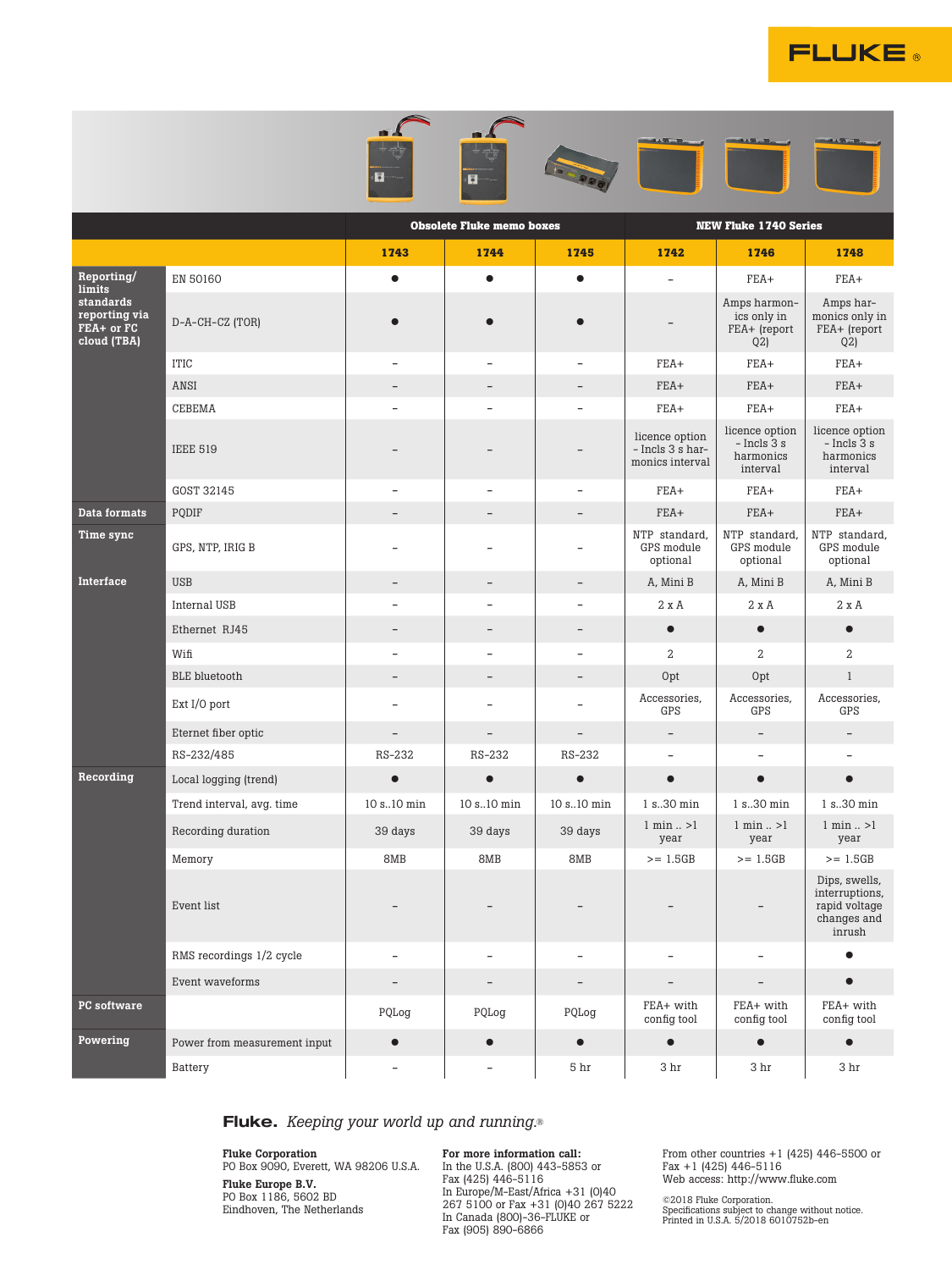| | | Obsolete Fluke memo boxes | | | NEW Fluke 1740 Series | | |
|---|---|---|---|---|---|---|---|
| | | **1743** | **1744** | **1745** | **1742** | **1746** | **1748** |
| **Reporting/ limits standards reporting via FEA+ or FC cloud (TBA)** | EN 50160 | ● | ● | ● | – | FEA+ | FEA+ |
| | D-A-CH-CZ (TOR) | ● | ● | ● | – | Amps harmonics only in FEA+ (report Q2) | Amps harmonics only in FEA+ (report Q2) |
| | ITIC | – | – | – | FEA+ | FEA+ | FEA+ |
| | ANSI | – | – | – | FEA+ | FEA+ | FEA+ |
| | CEBEMA | – | – | – | FEA+ | FEA+ | FEA+ |
| | IEEE 519 | – | – | – | licence option - Incls 3 s harmonics interval | licence option - Incls 3 s harmonics interval | licence option - Incls 3 s harmonics interval |
| | GOST 32145 | – | – | – | FEA+ | FEA+ | FEA+ |
| **Data formats** | PQDIF | – | – | – | FEA+ | FEA+ | FEA+ |
| **Time sync** | GPS, NTP, IRIG B | – | – | – | NTP standard, GPS module optional | NTP standard, GPS module optional | NTP standard, GPS module optional |
| **Interface** | USB | – | – | – | A, Mini B | A, Mini B | A, Mini B |
| | Internal USB | – | – | – | 2 x A | 2 x A | 2 x A |
| | Ethernet RJ45 | – | – | – | ● | ● | ● |
| | Wifi | – | – | – | 2 | 2 | 2 |
| | BLE bluetooth | – | – | – | Opt | Opt | 1 |
| | Ext I/O port | – | – | – | Accessories, GPS | Accessories, GPS | Accessories, GPS |
| | Eternet fiber optic | – | – | – | – | – | – |
| | RS-232/485 | RS-232 | RS-232 | RS-232 | – | – | – |
| **Recording** | Local logging (trend) | ● | ● | ● | ● | ● | ● |
| | Trend interval, avg. time | 10 s..10 min | 10 s..10 min | 10 s..10 min | 1 s..30 min | 1 s..30 min | 1 s..30 min |
| | Recording duration | 39 days | 39 days | 39 days | 1 min .. >1 year | 1 min .. >1 year | 1 min .. >1 year |
| | Memory | 8MB | 8MB | 8MB | >= 1.5GB | >= 1.5GB | >= 1.5GB |
| | Event list | – | – | – | – | – | Dips, swells, interruptions, rapid voltage changes and inrush |
| | RMS recordings 1/2 cycle | – | – | – | – | – | ● |
| | Event waveforms | – | – | – | – | – | ● |
| **PC software** | | PQLog | PQLog | PQLog | FEA+ with config tool | FEA+ with config tool | FEA+ with config tool |
| **Powering** | Power from measurement input | ● | ● | ● | ● | ● | ● |
| | Battery | – | – | 5 hr | 3 hr | 3 hr | 3 hr |

**Fluke.** *Keeping your world up and running.®*

**Fluke Corporation**
PO Box 9090, Everett, WA 98206 U.S.A.

**Fluke Europe B.V.**
PO Box 1186, 5602 BD
Eindhoven, The Netherlands

**For more information call:**
In the U.S.A. (800) 443-5853 or
Fax (425) 446-5116
In Europe/M-East/Africa +31 (0)40 267 5100 or Fax +31 (0)40 267 5222
In Canada (800)-36-FLUKE or
Fax (905) 890-6866

From other countries +1 (425) 446-5500 or
Fax +1 (425) 446-5116
Web access: http://www.fluke.com

©2018 Fluke Corporation.
Specifications subject to change without notice.
Printed in U.S.A. 5/2018 6010752b-en